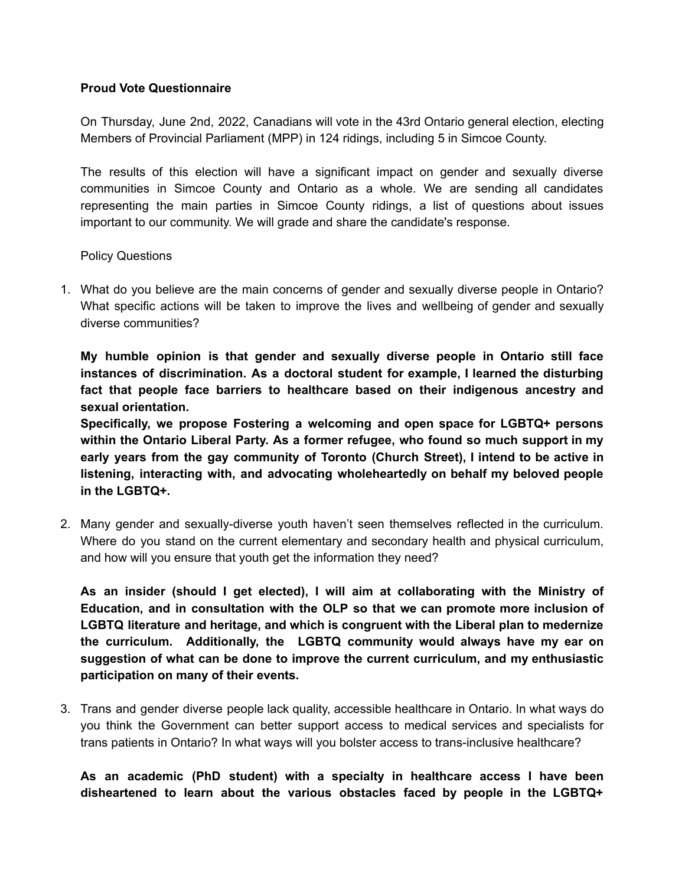**Proud Vote Questionnaire**

On Thursday, June 2nd, 2022, Canadians will vote in the 43rd Ontario general election, electing Members of Provincial Parliament (MPP) in 124 ridings, including 5 in Simcoe County.

The results of this election will have a significant impact on gender and sexually diverse communities in Simcoe County and Ontario as a whole. We are sending all candidates representing the main parties in Simcoe County ridings, a list of questions about issues important to our community. We will grade and share the candidate's response.

Policy Questions

1. What do you believe are the main concerns of gender and sexually diverse people in Ontario? What specific actions will be taken to improve the lives and wellbeing of gender and sexually diverse communities?

   **My humble opinion is that gender and sexually diverse people in Ontario still face instances of discrimination. As a doctoral student for example, I learned the disturbing fact that people face barriers to healthcare based on their indigenous ancestry and sexual orientation.**
   **Specifically, we propose Fostering a welcoming and open space for LGBTQ+ persons within the Ontario Liberal Party. As a former refugee, who found so much support in my early years from the gay community of Toronto (Church Street), I intend to be active in listening, interacting with, and advocating wholeheartedly on behalf my beloved people in the LGBTQ+.**

2. Many gender and sexually-diverse youth haven't seen themselves reflected in the curriculum. Where do you stand on the current elementary and secondary health and physical curriculum, and how will you ensure that youth get the information they need?

   **As an insider (should I get elected), I will aim at collaborating with the Ministry of Education, and in consultation with the OLP so that we can promote more inclusion of LGBTQ literature and heritage, and which is congruent with the Liberal plan to medernize the curriculum. Additionally, the LGBTQ community would always have my ear on suggestion of what can be done to improve the current curriculum, and my enthusiastic participation on many of their events.**

3. Trans and gender diverse people lack quality, accessible healthcare in Ontario. In what ways do you think the Government can better support access to medical services and specialists for trans patients in Ontario? In what ways will you bolster access to trans-inclusive healthcare?

   **As an academic (PhD student) with a specialty in healthcare access I have been disheartened to learn about the various obstacles faced by people in the LGBTQ+**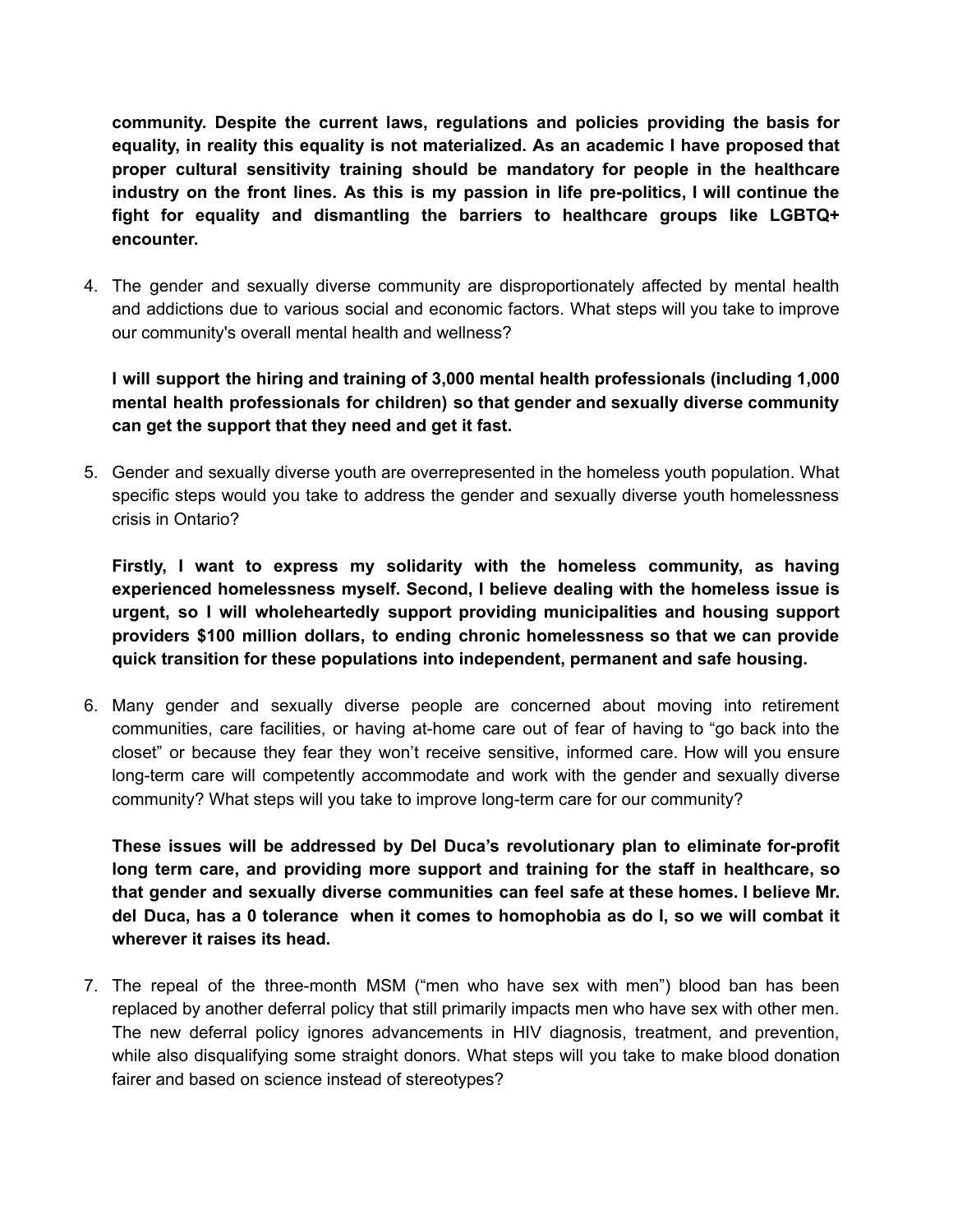**community. Despite the current laws, regulations and policies providing the basis for equality, in reality this equality is not materialized. As an academic I have proposed that proper cultural sensitivity training should be mandatory for people in the healthcare industry on the front lines. As this is my passion in life pre-politics, I will continue the fight for equality and dismantling the barriers to healthcare groups like LGBTQ+ encounter.**

4. The gender and sexually diverse community are disproportionately affected by mental health and addictions due to various social and economic factors. What steps will you take to improve our community's overall mental health and wellness?

   **I will support the hiring and training of 3,000 mental health professionals (including 1,000 mental health professionals for children) so that gender and sexually diverse community can get the support that they need and get it fast.**

5. Gender and sexually diverse youth are overrepresented in the homeless youth population. What specific steps would you take to address the gender and sexually diverse youth homelessness crisis in Ontario?

   **Firstly, I want to express my solidarity with the homeless community, as having experienced homelessness myself. Second, I believe dealing with the homeless issue is urgent, so I will wholeheartedly support providing municipalities and housing support providers $100 million dollars, to ending chronic homelessness so that we can provide quick transition for these populations into independent, permanent and safe housing.**

6. Many gender and sexually diverse people are concerned about moving into retirement communities, care facilities, or having at-home care out of fear of having to "go back into the closet" or because they fear they won't receive sensitive, informed care. How will you ensure long-term care will competently accommodate and work with the gender and sexually diverse community? What steps will you take to improve long-term care for our community?

   **These issues will be addressed by Del Duca's revolutionary plan to eliminate for-profit long term care, and providing more support and training for the staff in healthcare, so that gender and sexually diverse communities can feel safe at these homes. I believe Mr. del Duca, has a 0 tolerance when it comes to homophobia as do I, so we will combat it wherever it raises its head.**

7. The repeal of the three-month MSM ("men who have sex with men") blood ban has been replaced by another deferral policy that still primarily impacts men who have sex with other men. The new deferral policy ignores advancements in HIV diagnosis, treatment, and prevention, while also disqualifying some straight donors. What steps will you take to make blood donation fairer and based on science instead of stereotypes?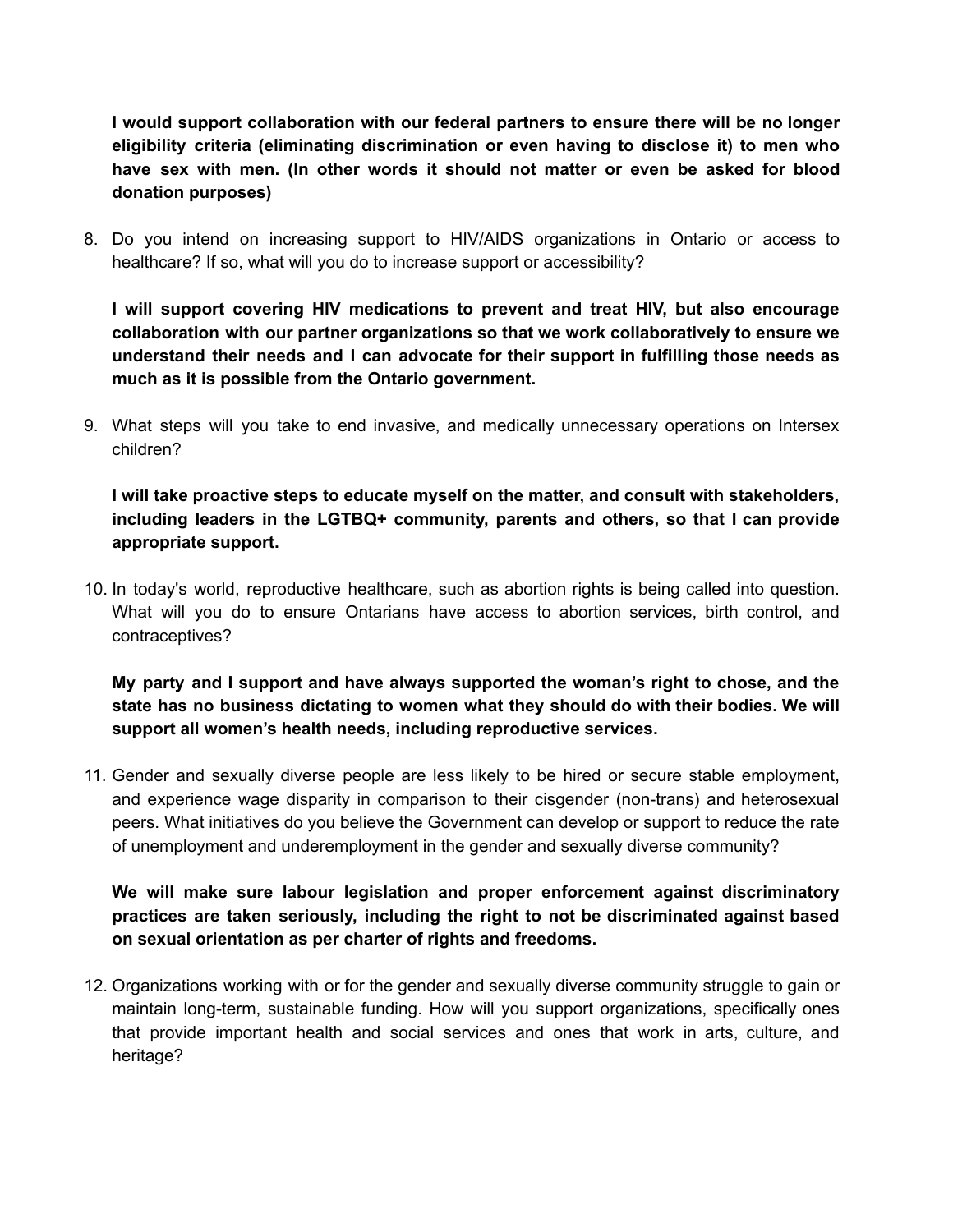**I would support collaboration with our federal partners to ensure there will be no longer eligibility criteria (eliminating discrimination or even having to disclose it) to men who have sex with men. (In other words it should not matter or even be asked for blood donation purposes)**

8. Do you intend on increasing support to HIV/AIDS organizations in Ontario or access to healthcare? If so, what will you do to increase support or accessibility?

   **I will support covering HIV medications to prevent and treat HIV, but also encourage collaboration with our partner organizations so that we work collaboratively to ensure we understand their needs and I can advocate for their support in fulfilling those needs as much as it is possible from the Ontario government.**

9. What steps will you take to end invasive, and medically unnecessary operations on Intersex children?

   **I will take proactive steps to educate myself on the matter, and consult with stakeholders, including leaders in the LGTBQ+ community, parents and others, so that I can provide appropriate support.**

10. In today's world, reproductive healthcare, such as abortion rights is being called into question. What will you do to ensure Ontarians have access to abortion services, birth control, and contraceptives?

    **My party and I support and have always supported the woman's right to chose, and the state has no business dictating to women what they should do with their bodies. We will support all women's health needs, including reproductive services.**

11. Gender and sexually diverse people are less likely to be hired or secure stable employment, and experience wage disparity in comparison to their cisgender (non-trans) and heterosexual peers. What initiatives do you believe the Government can develop or support to reduce the rate of unemployment and underemployment in the gender and sexually diverse community?

    **We will make sure labour legislation and proper enforcement against discriminatory practices are taken seriously, including the right to not be discriminated against based on sexual orientation as per charter of rights and freedoms.**

12. Organizations working with or for the gender and sexually diverse community struggle to gain or maintain long-term, sustainable funding. How will you support organizations, specifically ones that provide important health and social services and ones that work in arts, culture, and heritage?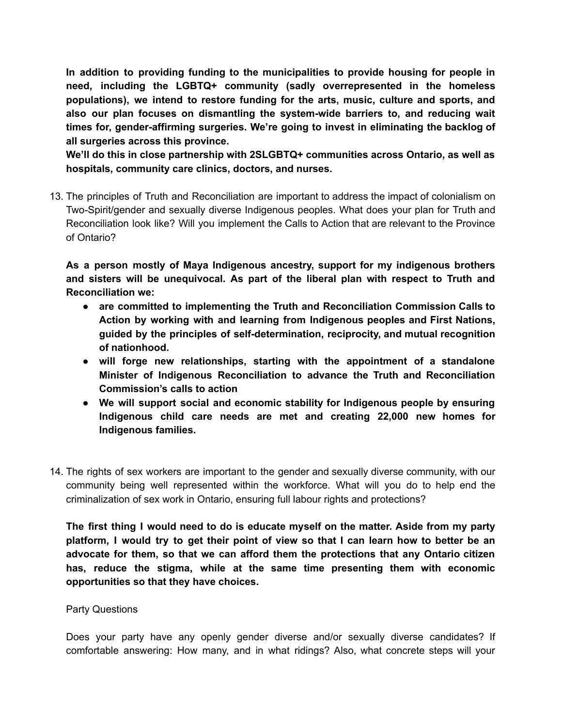**In addition to providing funding to the municipalities to provide housing for people in need, including the LGBTQ+ community (sadly overrepresented in the homeless populations), we intend to restore funding for the arts, music, culture and sports, and also our plan focuses on dismantling the system-wide barriers to, and reducing wait times for, gender-affirming surgeries. We're going to invest in eliminating the backlog of all surgeries across this province.**
**We'll do this in close partnership with 2SLGBTQ+ communities across Ontario, as well as hospitals, community care clinics, doctors, and nurses.**

13. The principles of Truth and Reconciliation are important to address the impact of colonialism on Two-Spirit/gender and sexually diverse Indigenous peoples. What does your plan for Truth and Reconciliation look like? Will you implement the Calls to Action that are relevant to the Province of Ontario?

    **As a person mostly of Maya Indigenous ancestry, support for my indigenous brothers and sisters will be unequivocal. As part of the liberal plan with respect to Truth and Reconciliation we:**

    - **are committed to implementing the Truth and Reconciliation Commission Calls to Action by working with and learning from Indigenous peoples and First Nations, guided by the principles of self-determination, reciprocity, and mutual recognition of nationhood.**
    - **will forge new relationships, starting with the appointment of a standalone Minister of Indigenous Reconciliation to advance the Truth and Reconciliation Commission's calls to action**
    - **We will support social and economic stability for Indigenous people by ensuring Indigenous child care needs are met and creating 22,000 new homes for Indigenous families.**

14. The rights of sex workers are important to the gender and sexually diverse community, with our community being well represented within the workforce. What will you do to help end the criminalization of sex work in Ontario, ensuring full labour rights and protections?

    **The first thing I would need to do is educate myself on the matter. Aside from my party platform, I would try to get their point of view so that I can learn how to better be an advocate for them, so that we can afford them the protections that any Ontario citizen has, reduce the stigma, while at the same time presenting them with economic opportunities so that they have choices.**

    Party Questions

    Does your party have any openly gender diverse and/or sexually diverse candidates? If comfortable answering: How many, and in what ridings? Also, what concrete steps will your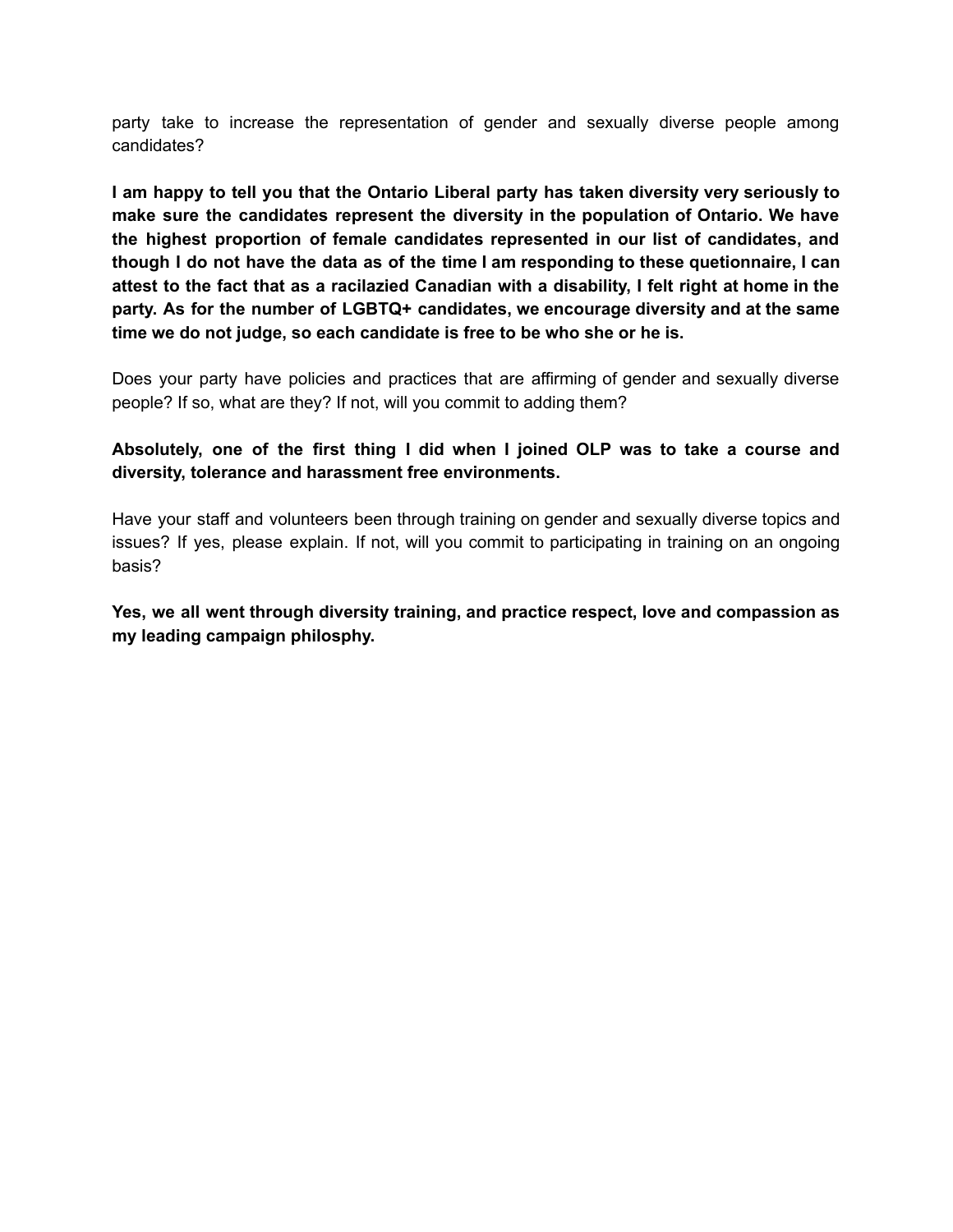party take to increase the representation of gender and sexually diverse people among candidates?

**I am happy to tell you that the Ontario Liberal party has taken diversity very seriously to make sure the candidates represent the diversity in the population of Ontario. We have the highest proportion of female candidates represented in our list of candidates, and though I do not have the data as of the time I am responding to these quetionnaire, I can attest to the fact that as a racilazied Canadian with a disability, I felt right at home in the party. As for the number of LGBTQ+ candidates, we encourage diversity and at the same time we do not judge, so each candidate is free to be who she or he is.**

Does your party have policies and practices that are affirming of gender and sexually diverse people? If so, what are they? If not, will you commit to adding them?

**Absolutely, one of the first thing I did when I joined OLP was to take a course and diversity, tolerance and harassment free environments.**

Have your staff and volunteers been through training on gender and sexually diverse topics and issues? If yes, please explain. If not, will you commit to participating in training on an ongoing basis?

**Yes, we all went through diversity training, and practice respect, love and compassion as my leading campaign philosphy.**